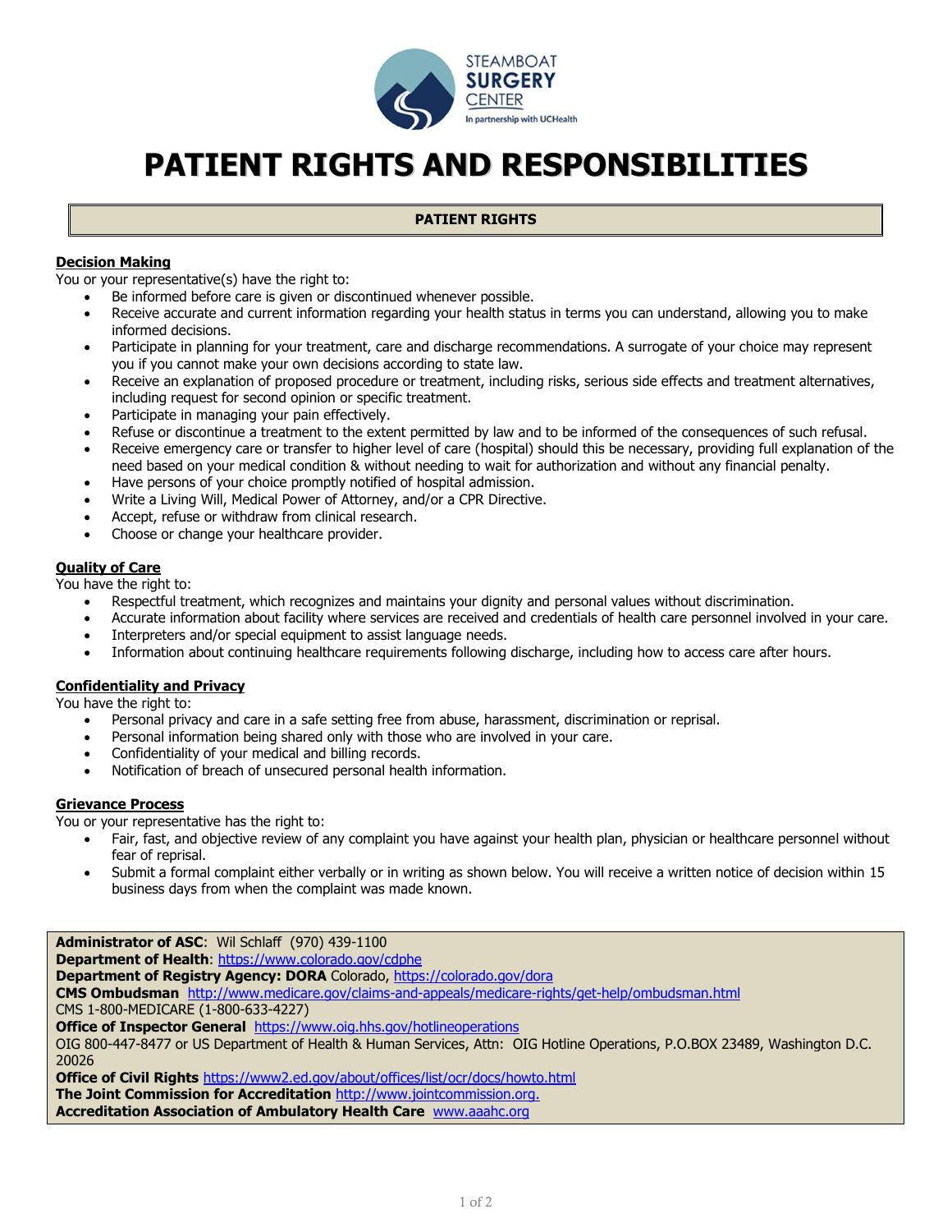STEAMBOAT **SURGERY** CENTER
In partnership with UCHealth

# PATIENT RIGHTS AND RESPONSIBILITIES

## PATIENT RIGHTS

### Decision Making

You or your representative(s) have the right to:

- Be informed before care is given or discontinued whenever possible.
- Receive accurate and current information regarding your health status in terms you can understand, allowing you to make informed decisions.
- Participate in planning for your treatment, care and discharge recommendations. A surrogate of your choice may represent you if you cannot make your own decisions according to state law.
- Receive an explanation of proposed procedure or treatment, including risks, serious side effects and treatment alternatives, including request for second opinion or specific treatment.
- Participate in managing your pain effectively.
- Refuse or discontinue a treatment to the extent permitted by law and to be informed of the consequences of such refusal.
- Receive emergency care or transfer to higher level of care (hospital) should this be necessary, providing full explanation of the need based on your medical condition & without needing to wait for authorization and without any financial penalty.
- Have persons of your choice promptly notified of hospital admission.
- Write a Living Will, Medical Power of Attorney, and/or a CPR Directive.
- Accept, refuse or withdraw from clinical research.
- Choose or change your healthcare provider.

### Quality of Care

You have the right to:

- Respectful treatment, which recognizes and maintains your dignity and personal values without discrimination.
- Accurate information about facility where services are received and credentials of health care personnel involved in your care.
- Interpreters and/or special equipment to assist language needs.
- Information about continuing healthcare requirements following discharge, including how to access care after hours.

### Confidentiality and Privacy

You have the right to:

- Personal privacy and care in a safe setting free from abuse, harassment, discrimination or reprisal.
- Personal information being shared only with those who are involved in your care.
- Confidentiality of your medical and billing records.
- Notification of breach of unsecured personal health information.

### Grievance Process

You or your representative has the right to:

- Fair, fast, and objective review of any complaint you have against your health plan, physician or healthcare personnel without fear of reprisal.
- Submit a formal complaint either verbally or in writing as shown below. You will receive a written notice of decision within 15 business days from when the complaint was made known.

**Administrator of ASC**: Wil Schlaff (970) 439-1100
**Department of Health**: https://www.colorado.gov/cdphe
**Department of Registry Agency: DORA** Colorado, https://colorado.gov/dora
**CMS Ombudsman** http://www.medicare.gov/claims-and-appeals/medicare-rights/get-help/ombudsman.html
CMS 1-800-MEDICARE (1-800-633-4227)
**Office of Inspector General** https://www.oig.hhs.gov/hotlineoperations
OIG 800-447-8477 or US Department of Health & Human Services, Attn: OIG Hotline Operations, P.O.BOX 23489, Washington D.C. 20026
**Office of Civil Rights** https://www2.ed.gov/about/offices/list/ocr/docs/howto.html
**The Joint Commission for Accreditation** http://www.jointcommission.org.
**Accreditation Association of Ambulatory Health Care** www.aaahc.org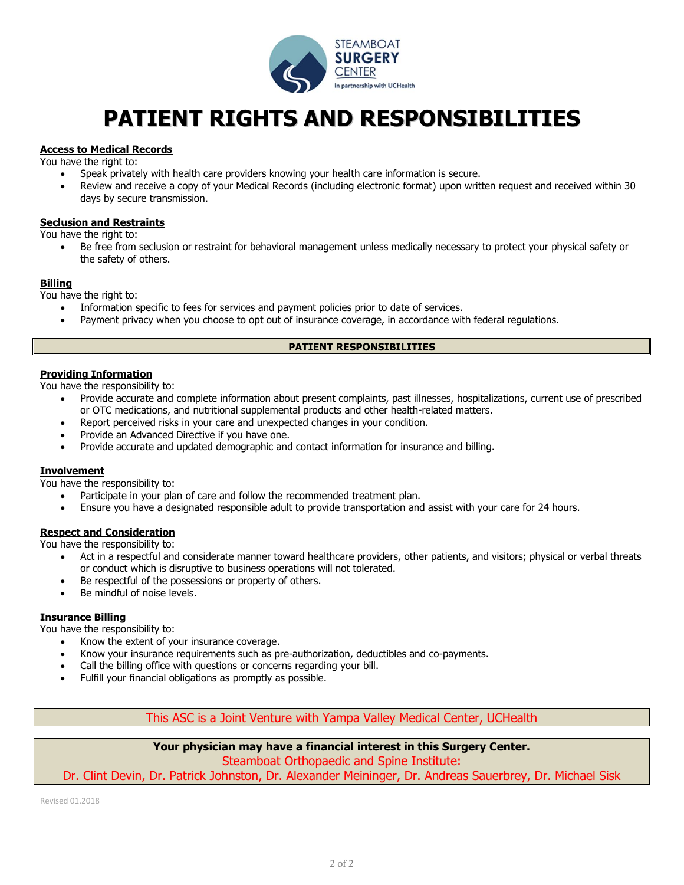STEAMBOAT **SURGERY** CENTER
In partnership with UCHealth

# PATIENT RIGHTS AND RESPONSIBILITIES

**Access to Medical Records**

You have the right to:

- Speak privately with health care providers knowing your health care information is secure.
- Review and receive a copy of your Medical Records (including electronic format) upon written request and received within 30 days by secure transmission.

**Seclusion and Restraints**

You have the right to:

- Be free from seclusion or restraint for behavioral management unless medically necessary to protect your physical safety or the safety of others.

**Billing**

You have the right to:

- Information specific to fees for services and payment policies prior to date of services.
- Payment privacy when you choose to opt out of insurance coverage, in accordance with federal regulations.

## PATIENT RESPONSIBILITIES

**Providing Information**

You have the responsibility to:

- Provide accurate and complete information about present complaints, past illnesses, hospitalizations, current use of prescribed or OTC medications, and nutritional supplemental products and other health-related matters.
- Report perceived risks in your care and unexpected changes in your condition.
- Provide an Advanced Directive if you have one.
- Provide accurate and updated demographic and contact information for insurance and billing.

**Involvement**

You have the responsibility to:

- Participate in your plan of care and follow the recommended treatment plan.
- Ensure you have a designated responsible adult to provide transportation and assist with your care for 24 hours.

**Respect and Consideration**

You have the responsibility to:

- Act in a respectful and considerate manner toward healthcare providers, other patients, and visitors; physical or verbal threats or conduct which is disruptive to business operations will not tolerated.
- Be respectful of the possessions or property of others.
- Be mindful of noise levels.

**Insurance Billing**

You have the responsibility to:

- Know the extent of your insurance coverage.
- Know your insurance requirements such as pre-authorization, deductibles and co-payments.
- Call the billing office with questions or concerns regarding your bill.
- Fulfill your financial obligations as promptly as possible.

This ASC is a Joint Venture with Yampa Valley Medical Center, UCHealth

**Your physician may have a financial interest in this Surgery Center.**

Steamboat Orthopaedic and Spine Institute:

Dr. Clint Devin, Dr. Patrick Johnston, Dr. Alexander Meininger, Dr. Andreas Sauerbrey, Dr. Michael Sisk

Revised 01.2018